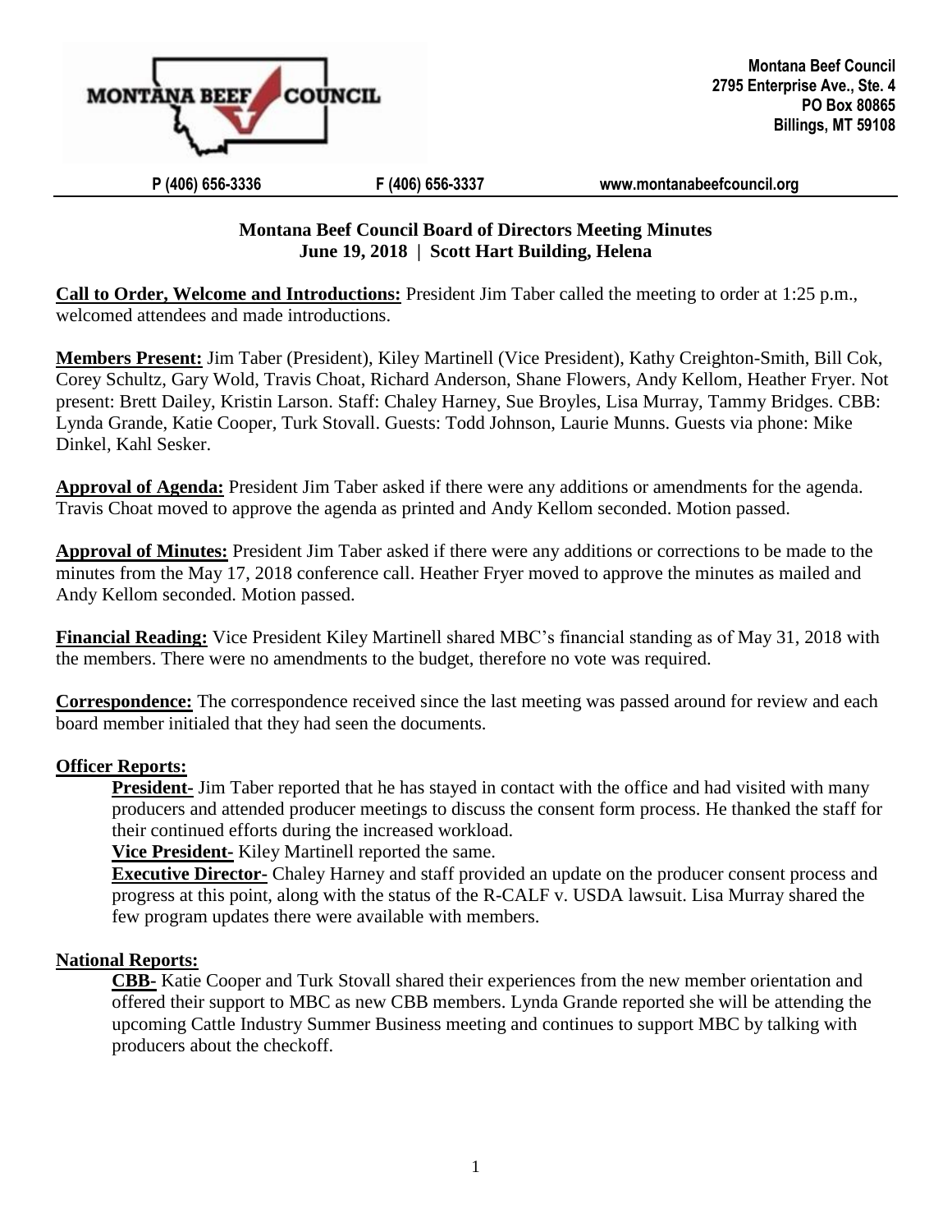**Montana Beef Council**
**2795 Enterprise Ave., Ste. 4**
**PO Box 80865**
**Billings, MT 59108**

**P (406) 656-3336** **F (406) 656-3337** **www.montanabeefcouncil.org**

## Montana Beef Council Board of Directors Meeting Minutes
## June 19, 2018 | Scott Hart Building, Helena

**Call to Order, Welcome and Introductions:** President Jim Taber called the meeting to order at 1:25 p.m., welcomed attendees and made introductions.

**Members Present:** Jim Taber (President), Kiley Martinell (Vice President), Kathy Creighton-Smith, Bill Cok, Corey Schultz, Gary Wold, Travis Choat, Richard Anderson, Shane Flowers, Andy Kellom, Heather Fryer. Not present: Brett Dailey, Kristin Larson. Staff: Chaley Harney, Sue Broyles, Lisa Murray, Tammy Bridges. CBB: Lynda Grande, Katie Cooper, Turk Stovall. Guests: Todd Johnson, Laurie Munns. Guests via phone: Mike Dinkel, Kahl Sesker.

**Approval of Agenda:** President Jim Taber asked if there were any additions or amendments for the agenda. Travis Choat moved to approve the agenda as printed and Andy Kellom seconded. Motion passed.

**Approval of Minutes:** President Jim Taber asked if there were any additions or corrections to be made to the minutes from the May 17, 2018 conference call. Heather Fryer moved to approve the minutes as mailed and Andy Kellom seconded. Motion passed.

**Financial Reading:** Vice President Kiley Martinell shared MBC's financial standing as of May 31, 2018 with the members. There were no amendments to the budget, therefore no vote was required.

**Correspondence:** The correspondence received since the last meeting was passed around for review and each board member initialed that they had seen the documents.

**Officer Reports:**

**President-** Jim Taber reported that he has stayed in contact with the office and had visited with many producers and attended producer meetings to discuss the consent form process. He thanked the staff for their continued efforts during the increased workload.

**Vice President-** Kiley Martinell reported the same.

**Executive Director-** Chaley Harney and staff provided an update on the producer consent process and progress at this point, along with the status of the R-CALF v. USDA lawsuit. Lisa Murray shared the few program updates there were available with members.

**National Reports:**

**CBB-** Katie Cooper and Turk Stovall shared their experiences from the new member orientation and offered their support to MBC as new CBB members. Lynda Grande reported she will be attending the upcoming Cattle Industry Summer Business meeting and continues to support MBC by talking with producers about the checkoff.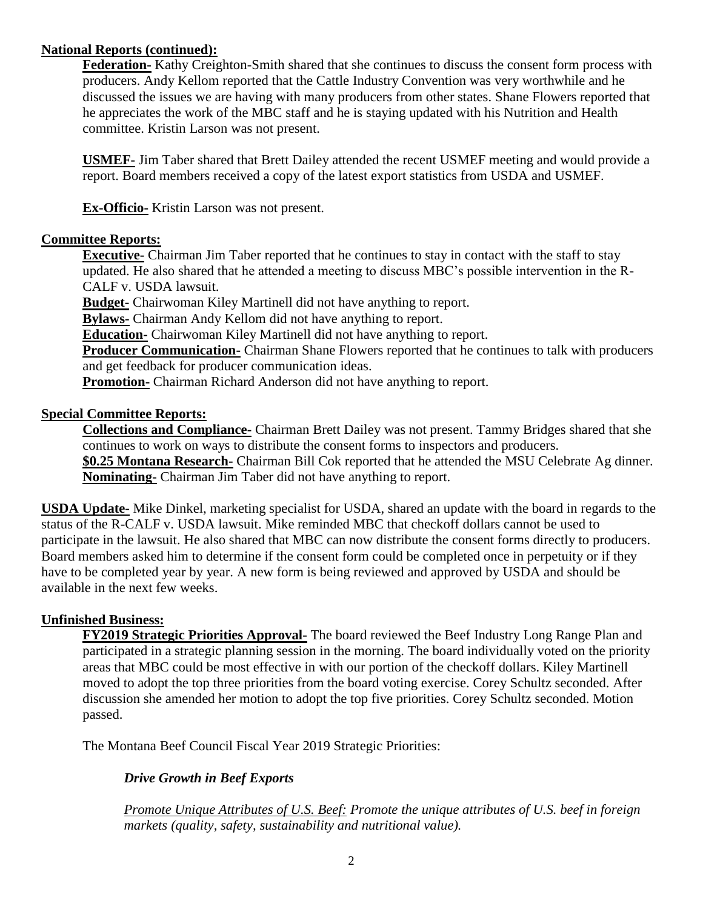## National Reports (continued):

**Federation-** Kathy Creighton-Smith shared that she continues to discuss the consent form process with producers. Andy Kellom reported that the Cattle Industry Convention was very worthwhile and he discussed the issues we are having with many producers from other states. Shane Flowers reported that he appreciates the work of the MBC staff and he is staying updated with his Nutrition and Health committee. Kristin Larson was not present.

**USMEF-** Jim Taber shared that Brett Dailey attended the recent USMEF meeting and would provide a report. Board members received a copy of the latest export statistics from USDA and USMEF.

**Ex-Officio-** Kristin Larson was not present.

## Committee Reports:

**Executive-** Chairman Jim Taber reported that he continues to stay in contact with the staff to stay updated. He also shared that he attended a meeting to discuss MBC's possible intervention in the R-CALF v. USDA lawsuit.

**Budget-** Chairwoman Kiley Martinell did not have anything to report.

**Bylaws-** Chairman Andy Kellom did not have anything to report.

**Education-** Chairwoman Kiley Martinell did not have anything to report.

**Producer Communication-** Chairman Shane Flowers reported that he continues to talk with producers and get feedback for producer communication ideas.

**Promotion-** Chairman Richard Anderson did not have anything to report.

## Special Committee Reports:

**Collections and Compliance-** Chairman Brett Dailey was not present. Tammy Bridges shared that she continues to work on ways to distribute the consent forms to inspectors and producers.

**$0.25 Montana Research-** Chairman Bill Cok reported that he attended the MSU Celebrate Ag dinner.

**Nominating-** Chairman Jim Taber did not have anything to report.

**USDA Update-** Mike Dinkel, marketing specialist for USDA, shared an update with the board in regards to the status of the R-CALF v. USDA lawsuit. Mike reminded MBC that checkoff dollars cannot be used to participate in the lawsuit. He also shared that MBC can now distribute the consent forms directly to producers. Board members asked him to determine if the consent form could be completed once in perpetuity or if they have to be completed year by year. A new form is being reviewed and approved by USDA and should be available in the next few weeks.

## Unfinished Business:

**FY2019 Strategic Priorities Approval-** The board reviewed the Beef Industry Long Range Plan and participated in a strategic planning session in the morning. The board individually voted on the priority areas that MBC could be most effective in with our portion of the checkoff dollars. Kiley Martinell moved to adopt the top three priorities from the board voting exercise. Corey Schultz seconded. After discussion she amended her motion to adopt the top five priorities. Corey Schultz seconded. Motion passed.

The Montana Beef Council Fiscal Year 2019 Strategic Priorities:

***Drive Growth in Beef Exports***

*Promote Unique Attributes of U.S. Beef: Promote the unique attributes of U.S. beef in foreign markets (quality, safety, sustainability and nutritional value).*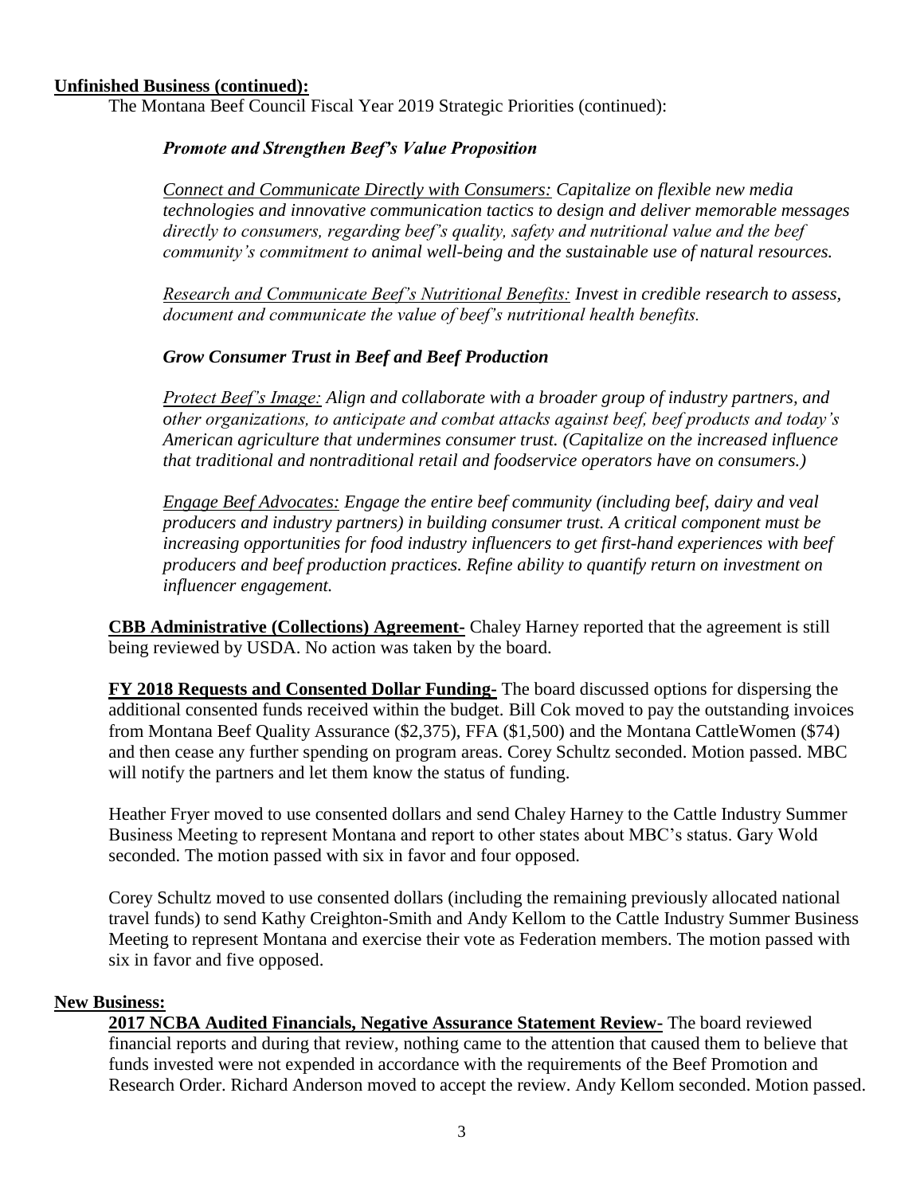**Unfinished Business (continued):**

The Montana Beef Council Fiscal Year 2019 Strategic Priorities (continued):

***Promote and Strengthen Beef's Value Proposition***

*Connect and Communicate Directly with Consumers: Capitalize on flexible new media technologies and innovative communication tactics to design and deliver memorable messages directly to consumers, regarding beef's quality, safety and nutritional value and the beef community's commitment to animal well-being and the sustainable use of natural resources.*

*Research and Communicate Beef's Nutritional Benefits: Invest in credible research to assess, document and communicate the value of beef's nutritional health benefits.*

***Grow Consumer Trust in Beef and Beef Production***

*Protect Beef's Image: Align and collaborate with a broader group of industry partners, and other organizations, to anticipate and combat attacks against beef, beef products and today's American agriculture that undermines consumer trust. (Capitalize on the increased influence that traditional and nontraditional retail and foodservice operators have on consumers.)*

*Engage Beef Advocates: Engage the entire beef community (including beef, dairy and veal producers and industry partners) in building consumer trust. A critical component must be increasing opportunities for food industry influencers to get first-hand experiences with beef producers and beef production practices. Refine ability to quantify return on investment on influencer engagement.*

**CBB Administrative (Collections) Agreement-** Chaley Harney reported that the agreement is still being reviewed by USDA. No action was taken by the board.

**FY 2018 Requests and Consented Dollar Funding-** The board discussed options for dispersing the additional consented funds received within the budget. Bill Cok moved to pay the outstanding invoices from Montana Beef Quality Assurance ($2,375), FFA ($1,500) and the Montana CattleWomen ($74) and then cease any further spending on program areas. Corey Schultz seconded. Motion passed. MBC will notify the partners and let them know the status of funding.

Heather Fryer moved to use consented dollars and send Chaley Harney to the Cattle Industry Summer Business Meeting to represent Montana and report to other states about MBC's status. Gary Wold seconded. The motion passed with six in favor and four opposed.

Corey Schultz moved to use consented dollars (including the remaining previously allocated national travel funds) to send Kathy Creighton-Smith and Andy Kellom to the Cattle Industry Summer Business Meeting to represent Montana and exercise their vote as Federation members. The motion passed with six in favor and five opposed.

**New Business:**

**2017 NCBA Audited Financials, Negative Assurance Statement Review-** The board reviewed financial reports and during that review, nothing came to the attention that caused them to believe that funds invested were not expended in accordance with the requirements of the Beef Promotion and Research Order. Richard Anderson moved to accept the review. Andy Kellom seconded. Motion passed.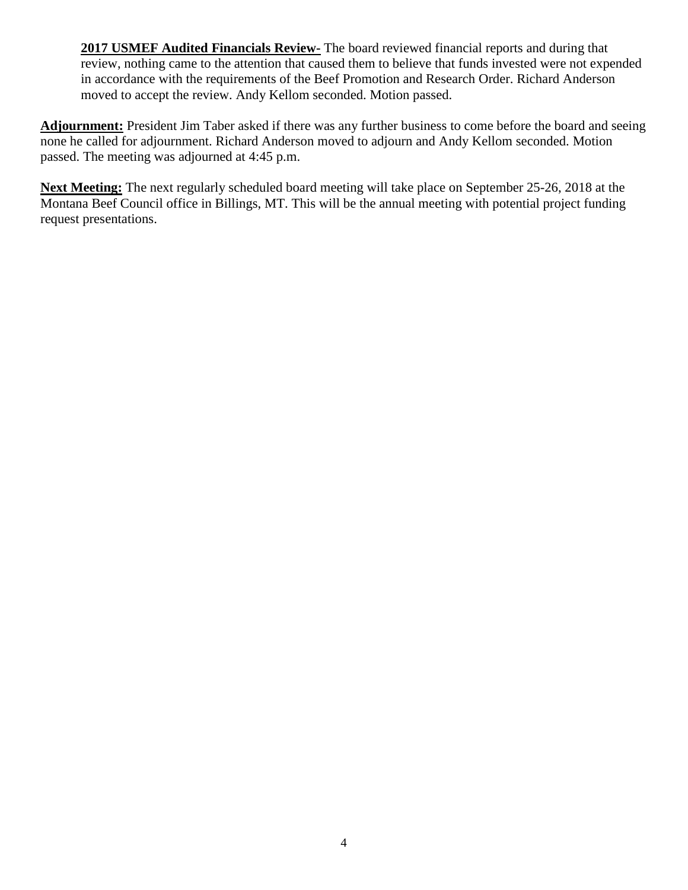**2017 USMEF Audited Financials Review-** The board reviewed financial reports and during that review, nothing came to the attention that caused them to believe that funds invested were not expended in accordance with the requirements of the Beef Promotion and Research Order. Richard Anderson moved to accept the review. Andy Kellom seconded. Motion passed.

**Adjournment:** President Jim Taber asked if there was any further business to come before the board and seeing none he called for adjournment. Richard Anderson moved to adjourn and Andy Kellom seconded. Motion passed. The meeting was adjourned at 4:45 p.m.

**Next Meeting:** The next regularly scheduled board meeting will take place on September 25-26, 2018 at the Montana Beef Council office in Billings, MT. This will be the annual meeting with potential project funding request presentations.